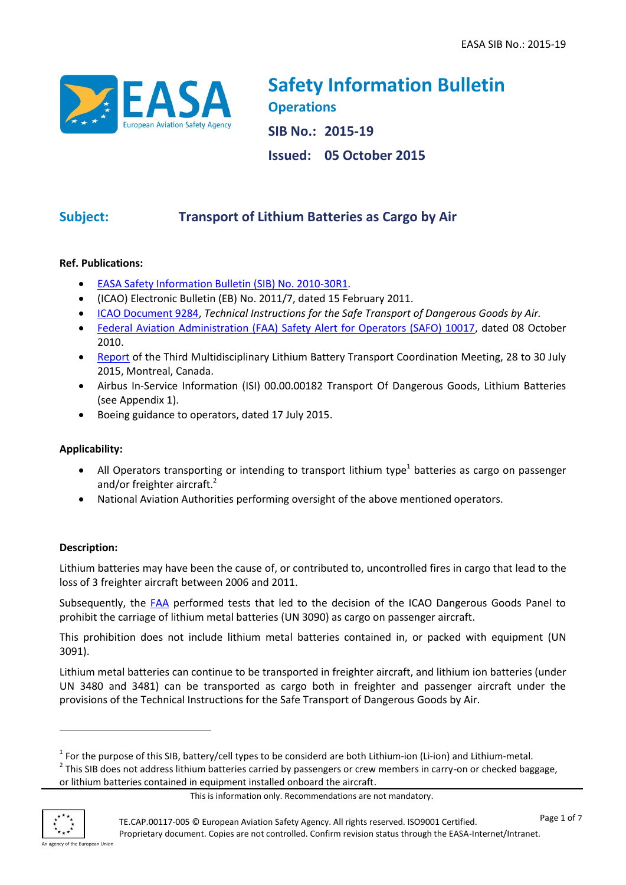# Safety Information Bulletin

**Operations**

**SIB No.: 2015-19**

**Issued: 05 October 2015**

## Subject: Transport of Lithium Batteries as Cargo by Air

**Ref. Publications:**

- EASA Safety Information Bulletin (SIB) No. 2010-30R1.
- (ICAO) Electronic Bulletin (EB) No. 2011/7, dated 15 February 2011.
- ICAO Document 9284, *Technical Instructions for the Safe Transport of Dangerous Goods by Air.*
- Federal Aviation Administration (FAA) Safety Alert for Operators (SAFO) 10017, dated 08 October 2010.
- Report of the Third Multidisciplinary Lithium Battery Transport Coordination Meeting, 28 to 30 July 2015, Montreal, Canada.
- Airbus In-Service Information (ISI) 00.00.00182 Transport Of Dangerous Goods, Lithium Batteries (see Appendix 1).
- Boeing guidance to operators, dated 17 July 2015.

**Applicability:**

- All Operators transporting or intending to transport lithium type[1] batteries as cargo on passenger and/or freighter aircraft.[2]
- National Aviation Authorities performing oversight of the above mentioned operators.

**Description:**

Lithium batteries may have been the cause of, or contributed to, uncontrolled fires in cargo that lead to the loss of 3 freighter aircraft between 2006 and 2011.

Subsequently, the FAA performed tests that led to the decision of the ICAO Dangerous Goods Panel to prohibit the carriage of lithium metal batteries (UN 3090) as cargo on passenger aircraft.

This prohibition does not include lithium metal batteries contained in, or packed with equipment (UN 3091).

Lithium metal batteries can continue to be transported in freighter aircraft, and lithium ion batteries (under UN 3480 and 3481) can be transported as cargo both in freighter and passenger aircraft under the provisions of the Technical Instructions for the Safe Transport of Dangerous Goods by Air.

---

[1] For the purpose of this SIB, battery/cell types to be considerd are both Lithium-ion (Li-ion) and Lithium-metal.

[2] This SIB does not address lithium batteries carried by passengers or crew members in carry-on or checked baggage, or lithium batteries contained in equipment installed onboard the aircraft.

This is information only. Recommendations are not mandatory.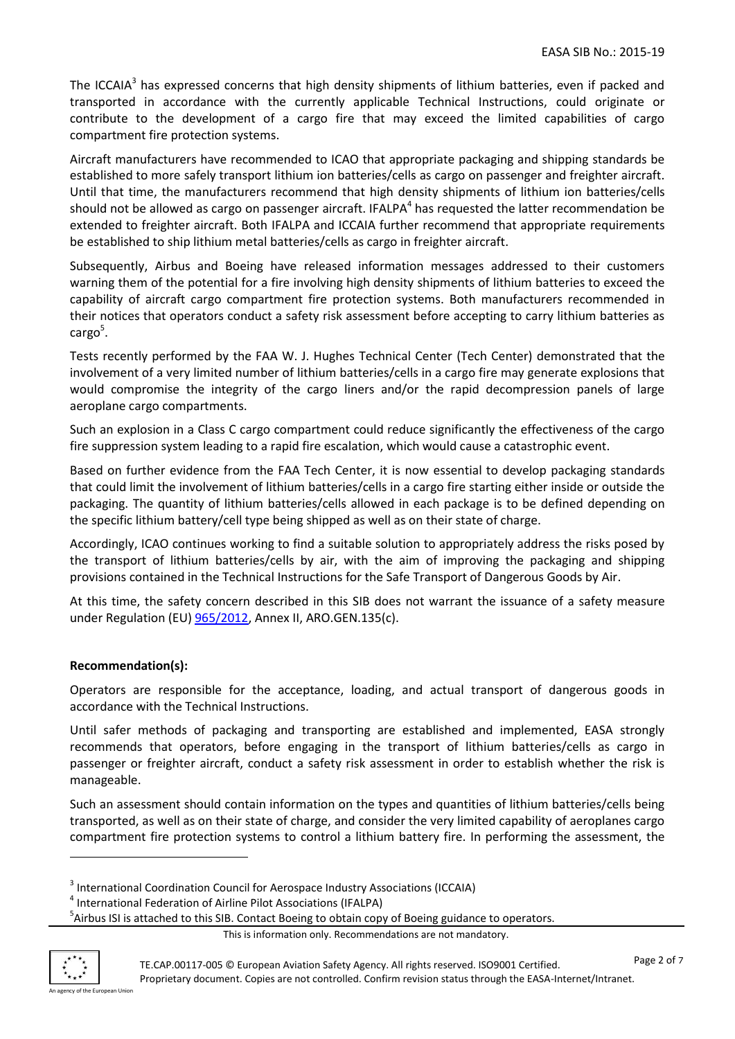The ICCAIA[3] has expressed concerns that high density shipments of lithium batteries, even if packed and transported in accordance with the currently applicable Technical Instructions, could originate or contribute to the development of a cargo fire that may exceed the limited capabilities of cargo compartment fire protection systems.

Aircraft manufacturers have recommended to ICAO that appropriate packaging and shipping standards be established to more safely transport lithium ion batteries/cells as cargo on passenger and freighter aircraft. Until that time, the manufacturers recommend that high density shipments of lithium ion batteries/cells should not be allowed as cargo on passenger aircraft. IFALPA[4] has requested the latter recommendation be extended to freighter aircraft. Both IFALPA and ICCAIA further recommend that appropriate requirements be established to ship lithium metal batteries/cells as cargo in freighter aircraft.

Subsequently, Airbus and Boeing have released information messages addressed to their customers warning them of the potential for a fire involving high density shipments of lithium batteries to exceed the capability of aircraft cargo compartment fire protection systems. Both manufacturers recommended in their notices that operators conduct a safety risk assessment before accepting to carry lithium batteries as cargo[5].

Tests recently performed by the FAA W. J. Hughes Technical Center (Tech Center) demonstrated that the involvement of a very limited number of lithium batteries/cells in a cargo fire may generate explosions that would compromise the integrity of the cargo liners and/or the rapid decompression panels of large aeroplane cargo compartments.

Such an explosion in a Class C cargo compartment could reduce significantly the effectiveness of the cargo fire suppression system leading to a rapid fire escalation, which would cause a catastrophic event.

Based on further evidence from the FAA Tech Center, it is now essential to develop packaging standards that could limit the involvement of lithium batteries/cells in a cargo fire starting either inside or outside the packaging. The quantity of lithium batteries/cells allowed in each package is to be defined depending on the specific lithium battery/cell type being shipped as well as on their state of charge.

Accordingly, ICAO continues working to find a suitable solution to appropriately address the risks posed by the transport of lithium batteries/cells by air, with the aim of improving the packaging and shipping provisions contained in the Technical Instructions for the Safe Transport of Dangerous Goods by Air.

At this time, the safety concern described in this SIB does not warrant the issuance of a safety measure under Regulation (EU) 965/2012, Annex II, ARO.GEN.135(c).

**Recommendation(s):**

Operators are responsible for the acceptance, loading, and actual transport of dangerous goods in accordance with the Technical Instructions.

Until safer methods of packaging and transporting are established and implemented, EASA strongly recommends that operators, before engaging in the transport of lithium batteries/cells as cargo in passenger or freighter aircraft, conduct a safety risk assessment in order to establish whether the risk is manageable.

Such an assessment should contain information on the types and quantities of lithium batteries/cells being transported, as well as on their state of charge, and consider the very limited capability of aeroplanes cargo compartment fire protection systems to control a lithium battery fire. In performing the assessment, the

---

[3] International Coordination Council for Aerospace Industry Associations (ICCAIA)

[4] International Federation of Airline Pilot Associations (IFALPA)

[5] Airbus ISI is attached to this SIB. Contact Boeing to obtain copy of Boeing guidance to operators.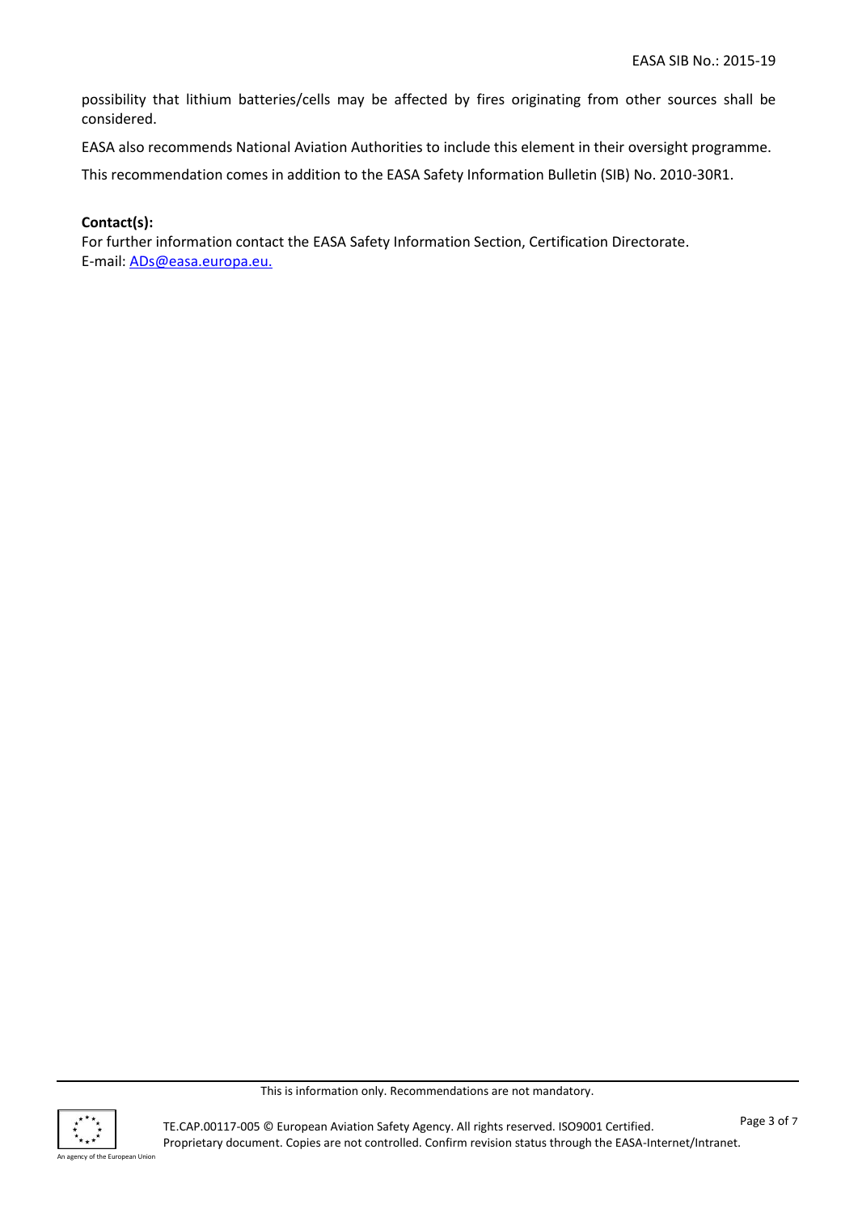possibility that lithium batteries/cells may be affected by fires originating from other sources shall be considered.

EASA also recommends National Aviation Authorities to include this element in their oversight programme.

This recommendation comes in addition to the EASA Safety Information Bulletin (SIB) No. 2010-30R1.

**Contact(s):**
For further information contact the EASA Safety Information Section, Certification Directorate.
E-mail: ADs@easa.europa.eu.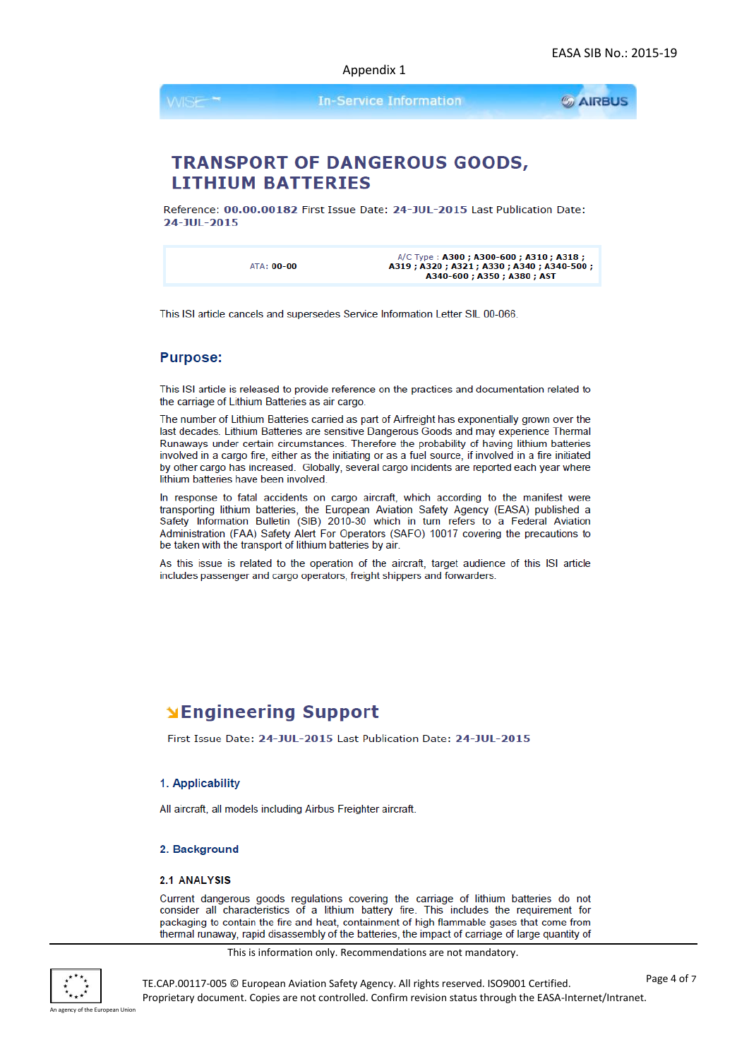Appendix 1

In-Service Information

# TRANSPORT OF DANGEROUS GOODS, LITHIUM BATTERIES

Reference: **00.00.00182** First Issue Date: **24-JUL-2015** Last Publication Date: **24-JUL-2015**

| ATA: **00-00** | A/C Type : **A300 ; A300-600 ; A310 ; A318 ; A319 ; A320 ; A321 ; A330 ; A340 ; A340-500 ; A340-600 ; A350 ; A380 ; AST** |
|---|---|

This ISI article cancels and supersedes Service Information Letter SIL 00-066.

## Purpose:

This ISI article is released to provide reference on the practices and documentation related to the carriage of Lithium Batteries as air cargo.

The number of Lithium Batteries carried as part of Airfreight has exponentially grown over the last decades. Lithium Batteries are sensitive Dangerous Goods and may experience Thermal Runaways under certain circumstances. Therefore the probability of having lithium batteries involved in a cargo fire, either as the initiating or as a fuel source, if involved in a fire initiated by other cargo has increased. Globally, several cargo incidents are reported each year where lithium batteries have been involved.

In response to fatal accidents on cargo aircraft, which according to the manifest were transporting lithium batteries, the European Aviation Safety Agency (EASA) published a Safety Information Bulletin (SIB) 2010-30 which in turn refers to a Federal Aviation Administration (FAA) Safety Alert For Operators (SAFO) 10017 covering the precautions to be taken with the transport of lithium batteries by air.

As this issue is related to the operation of the aircraft, target audience of this ISI article includes passenger and cargo operators, freight shippers and forwarders.

## Engineering Support

First Issue Date: **24-JUL-2015** Last Publication Date: **24-JUL-2015**

### 1. Applicability

All aircraft, all models including Airbus Freighter aircraft.

### 2. Background

#### 2.1 ANALYSIS

Current dangerous goods regulations covering the carriage of lithium batteries do not consider all characteristics of a lithium battery fire. This includes the requirement for packaging to contain the fire and heat, containment of high flammable gases that come from thermal runaway, rapid disassembly of the batteries, the impact of carriage of large quantity of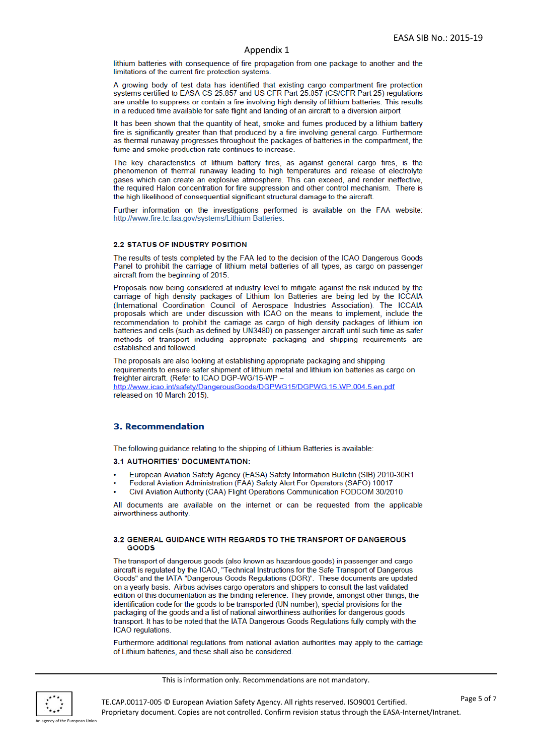## Appendix 1

lithium batteries with consequence of fire propagation from one package to another and the limitations of the current fire protection systems.

A growing body of test data has identified that existing cargo compartment fire protection systems certified to EASA CS 25.857 and US CFR Part 25.857 (CS/CFR Part 25) regulations are unable to suppress or contain a fire involving high density of lithium batteries. This results in a reduced time available for safe flight and landing of an aircraft to a diversion airport

It has been shown that the quantity of heat, smoke and fumes produced by a lithium battery fire is significantly greater than that produced by a fire involving general cargo. Furthermore as thermal runaway progresses throughout the packages of batteries in the compartment, the fume and smoke production rate continues to increase.

The key characteristics of lithium battery fires, as against general cargo fires, is the phenomenon of thermal runaway leading to high temperatures and release of electrolyte gases which can create an explosive atmosphere. This can exceed, and render ineffective, the required Halon concentration for fire suppression and other control mechanism. There is the high likelihood of consequential significant structural damage to the aircraft.

Further information on the investigations performed is available on the FAA website: http://www.fire.tc.faa.gov/systems/Lithium-Batteries.

### 2.2 STATUS OF INDUSTRY POSITION

The results of tests completed by the FAA led to the decision of the ICAO Dangerous Goods Panel to prohibit the carriage of lithium metal batteries of all types, as cargo on passenger aircraft from the beginning of 2015.

Proposals now being considered at industry level to mitigate against the risk induced by the carriage of high density packages of Lithium Ion Batteries are being led by the ICCAIA (International Coordination Council of Aerospace Industries Association). The ICCAIA proposals which are under discussion with ICAO on the means to implement, include the recommendation to prohibit the carriage as cargo of high density packages of lithium ion batteries and cells (such as defined by UN3480) on passenger aircraft until such time as safer methods of transport including appropriate packaging and shipping requirements are established and followed.

The proposals are also looking at establishing appropriate packaging and shipping requirements to ensure safer shipment of lithium metal and lithium ion batteries as cargo on freighter aircraft. (Refer to ICAO DGP-WG/15-WP – http://www.icao.int/safety/DangerousGoods/DGPWG15/DGPWG.15.WP.004.5.en.pdf released on 10 March 2015).

## 3. Recommendation

The following guidance relating to the shipping of Lithium Batteries is available:

### 3.1 AUTHORITIES' DOCUMENTATION:

- European Aviation Safety Agency (EASA) Safety Information Bulletin (SIB) 2010-30R1
- Federal Aviation Administration (FAA) Safety Alert For Operators (SAFO) 10017
- Civil Aviation Authority (CAA) Flight Operations Communication FODCOM 30/2010

All documents are available on the internet or can be requested from the applicable airworthiness authority.

### 3.2 GENERAL GUIDANCE WITH REGARDS TO THE TRANSPORT OF DANGEROUS GOODS

The transport of dangerous goods (also known as hazardous goods) in passenger and cargo aircraft is regulated by the ICAO, "Technical Instructions for the Safe Transport of Dangerous Goods" and the IATA "Dangerous Goods Regulations (DGR)". These documents are updated on a yearly basis. Airbus advises cargo operators and shippers to consult the last validated edition of this documentation as the binding reference. They provide, amongst other things, the identification code for the goods to be transported (UN number), special provisions for the packaging of the goods and a list of national airworthiness authorities for dangerous goods transport. It has to be noted that the IATA Dangerous Goods Regulations fully comply with the ICAO regulations.

Furthermore additional regulations from national aviation authorities may apply to the carriage of Lithium batteries, and these shall also be considered.

This is information only. Recommendations are not mandatory.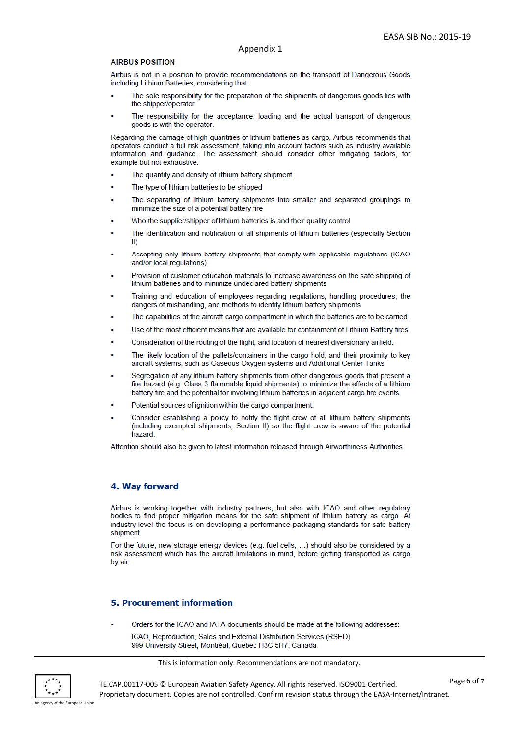Appendix 1

**AIRBUS POSITION**

Airbus is not in a position to provide recommendations on the transport of Dangerous Goods including Lithium Batteries, considering that:

- The sole responsibility for the preparation of the shipments of dangerous goods lies with the shipper/operator.
- The responsibility for the acceptance, loading and the actual transport of dangerous goods is with the operator.

Regarding the carriage of high quantities of lithium batteries as cargo, Airbus recommends that operators conduct a full risk assessment, taking into account factors such as industry available information and guidance. The assessment should consider other mitigating factors, for example but not exhaustive:

- The quantity and density of lithium battery shipment
- The type of lithium batteries to be shipped
- The separating of lithium battery shipments into smaller and separated groupings to minimize the size of a potential battery fire
- Who the supplier/shipper of lithium batteries is and their quality control
- The identification and notification of all shipments of lithium batteries (especially Section II)
- Accepting only lithium battery shipments that comply with applicable regulations (ICAO and/or local regulations)
- Provision of customer education materials to increase awareness on the safe shipping of lithium batteries and to minimize undeclared battery shipments
- Training and education of employees regarding regulations, handling procedures, the dangers of mishandling, and methods to identify lithium battery shipments
- The capabilities of the aircraft cargo compartment in which the batteries are to be carried.
- Use of the most efficient means that are available for containment of Lithium Battery fires.
- Consideration of the routing of the flight, and location of nearest diversionary airfield.
- The likely location of the pallets/containers in the cargo hold, and their proximity to key aircraft systems, such as Gaseous Oxygen systems and Additional Center Tanks
- Segregation of any lithium battery shipments from other dangerous goods that present a fire hazard (e.g. Class 3 flammable liquid shipments) to minimize the effects of a lithium battery fire and the potential for involving lithium batteries in adjacent cargo fire events
- Potential sources of ignition within the cargo compartment.
- Consider establishing a policy to notify the flight crew of all lithium battery shipments (including exempted shipments, Section II) so the flight crew is aware of the potential hazard.

Attention should also be given to latest information released through Airworthiness Authorities

## 4. Way forward

Airbus is working together with industry partners, but also with ICAO and other regulatory bodies to find proper mitigation means for the safe shipment of lithium battery as cargo. At industry level the focus is on developing a performance packaging standards for safe battery shipment.

For the future, new storage energy devices (e.g. fuel cells, …) should also be considered by a risk assessment which has the aircraft limitations in mind, before getting transported as cargo by air.

## 5. Procurement information

- Orders for the ICAO and IATA documents should be made at the following addresses:

  ICAO, Reproduction, Sales and External Distribution Services (RSED)
  999 University Street, Montréal, Quebec H3C 5H7, Canada

This is information only. Recommendations are not mandatory.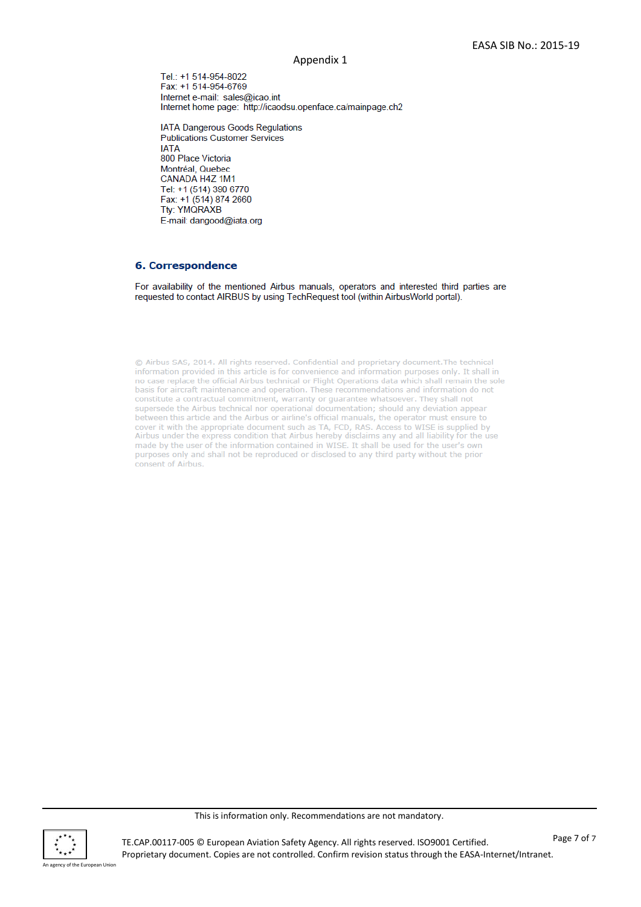Appendix 1

Tel.: +1 514-954-8022
Fax: +1 514-954-6769
Internet e-mail: sales@icao.int
Internet home page: http://icaodsu.openface.ca/mainpage.ch2

IATA Dangerous Goods Regulations
Publications Customer Services
IATA
800 Place Victoria
Montréal, Quebec
CANADA H4Z 1M1
Tel: +1 (514) 390 6770
Fax: +1 (514) 874 2660
Tty: YMQRAXB
E-mail: dangood@iata.org

## 6. Correspondence

For availability of the mentioned Airbus manuals, operators and interested third parties are requested to contact AIRBUS by using TechRequest tool (within AirbusWorld portal).

© Airbus SAS, 2014. All rights reserved. Confidential and proprietary document.The technical information provided in this article is for convenience and information purposes only. It shall in no case replace the official Airbus technical or Flight Operations data which shall remain the sole basis for aircraft maintenance and operation. These recommendations and information do not constitute a contractual commitment, warranty or guarantee whatsoever. They shall not supersede the Airbus technical nor operational documentation; should any deviation appear between this article and the Airbus or airline's official manuals, the operator must ensure to cover it with the appropriate document such as TA, FCD, RAS. Access to WISE is supplied by Airbus under the express condition that Airbus hereby disclaims any and all liability for the use made by the user of the information contained in WISE. It shall be used for the user's own purposes only and shall not be reproduced or disclosed to any third party without the prior consent of Airbus.